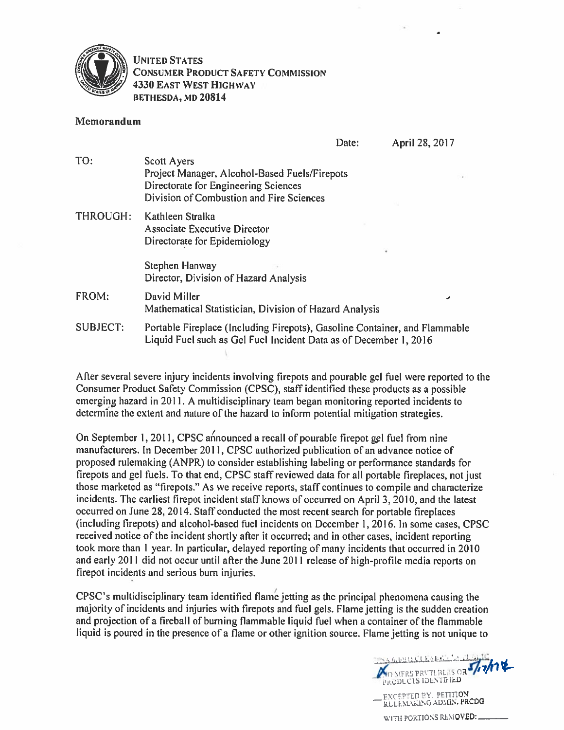UNITED STATES
CONSUMER PRODUCT SAFETY COMMISSION
4330 EAST WEST HIGHWAY
BETHESDA, MD 20814

**Memorandum**

Date: April 28, 2017

TO: Scott Ayers
Project Manager, Alcohol-Based Fuels/Firepots
Directorate for Engineering Sciences
Division of Combustion and Fire Sciences

THROUGH: Kathleen Stralka
Associate Executive Director
Directorate for Epidemiology

Stephen Hanway
Director, Division of Hazard Analysis

FROM: David Miller
Mathematical Statistician, Division of Hazard Analysis

SUBJECT: Portable Fireplace (Including Firepots), Gasoline Container, and Flammable Liquid Fuel such as Gel Fuel Incident Data as of December 1, 2016

After several severe injury incidents involving firepots and pourable gel fuel were reported to the Consumer Product Safety Commission (CPSC), staff identified these products as a possible emerging hazard in 2011. A multidisciplinary team began monitoring reported incidents to determine the extent and nature of the hazard to inform potential mitigation strategies.

On September 1, 2011, CPSC announced a recall of pourable firepot gel fuel from nine manufacturers. In December 2011, CPSC authorized publication of an advance notice of proposed rulemaking (ANPR) to consider establishing labeling or performance standards for firepots and gel fuels. To that end, CPSC staff reviewed data for all portable fireplaces, not just those marketed as "firepots." As we receive reports, staff continues to compile and characterize incidents. The earliest firepot incident staff knows of occurred on April 3, 2010, and the latest occurred on June 28, 2014. Staff conducted the most recent search for portable fireplaces (including firepots) and alcohol-based fuel incidents on December 1, 2016. In some cases, CPSC received notice of the incident shortly after it occurred; and in other cases, incident reporting took more than 1 year. In particular, delayed reporting of many incidents that occurred in 2010 and early 2011 did not occur until after the June 2011 release of high-profile media reports on firepot incidents and serious burn injuries.

CPSC's multidisciplinary team identified flame jetting as the principal phenomena causing the majority of incidents and injuries with firepots and fuel gels. Flame jetting is the sudden creation and projection of a fireball of burning flammable liquid fuel when a container of the flammable liquid is poured in the presence of a flame or other ignition source. Flame jetting is not unique to

CPSA 6(b)(1) CLEARED for PUBLIC 5/17/17
X NO MFRS PRVTLBLRS OR PRODUCTS IDENTIFIED
__ EXCEPTED BY: PETITION RULEMAKING ADMIN. PRCDG
WITH PORTIONS REMOVED: ______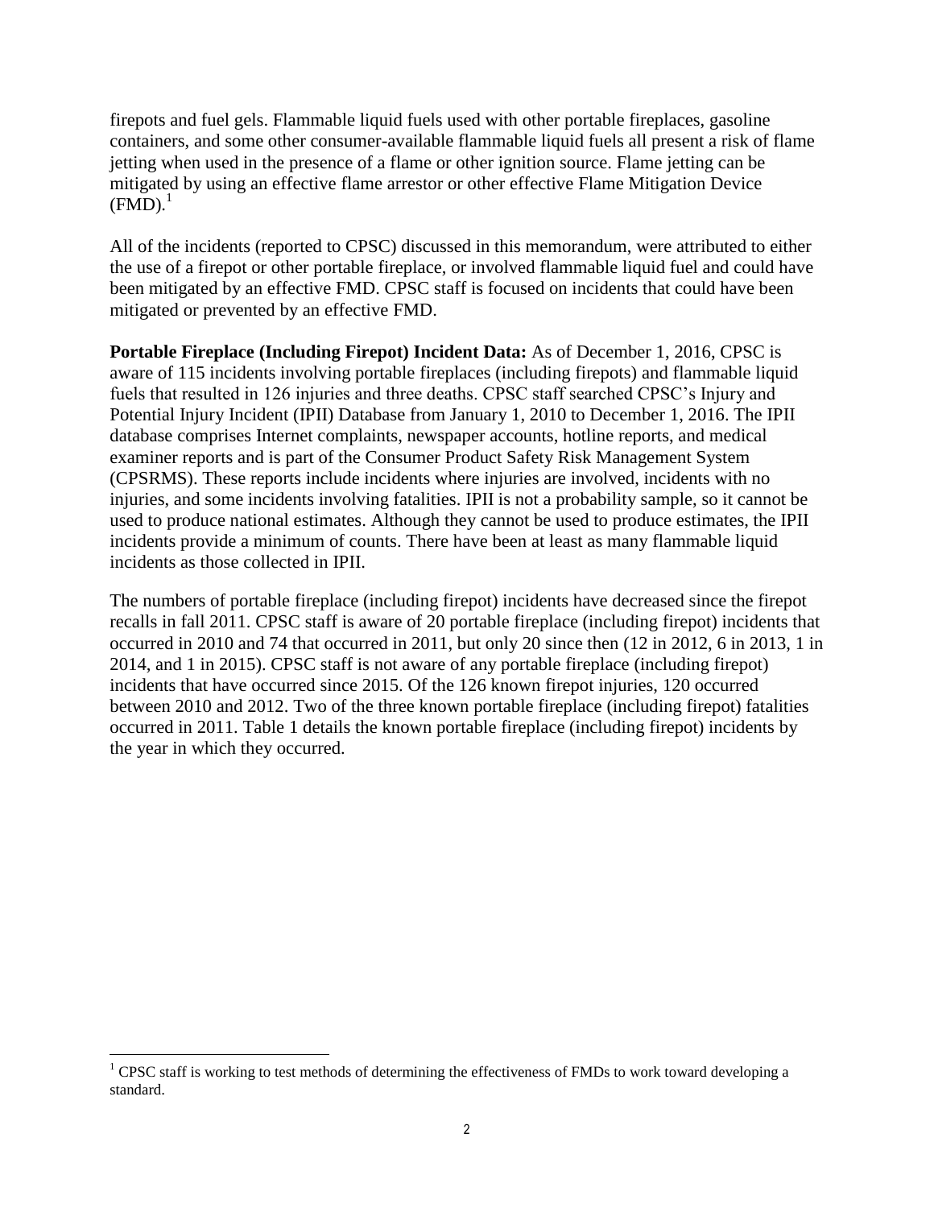firepots and fuel gels. Flammable liquid fuels used with other portable fireplaces, gasoline containers, and some other consumer-available flammable liquid fuels all present a risk of flame jetting when used in the presence of a flame or other ignition source. Flame jetting can be mitigated by using an effective flame arrestor or other effective Flame Mitigation Device (FMD).[1]

All of the incidents (reported to CPSC) discussed in this memorandum, were attributed to either the use of a firepot or other portable fireplace, or involved flammable liquid fuel and could have been mitigated by an effective FMD. CPSC staff is focused on incidents that could have been mitigated or prevented by an effective FMD.

**Portable Fireplace (Including Firepot) Incident Data:** As of December 1, 2016, CPSC is aware of 115 incidents involving portable fireplaces (including firepots) and flammable liquid fuels that resulted in 126 injuries and three deaths. CPSC staff searched CPSC's Injury and Potential Injury Incident (IPII) Database from January 1, 2010 to December 1, 2016. The IPII database comprises Internet complaints, newspaper accounts, hotline reports, and medical examiner reports and is part of the Consumer Product Safety Risk Management System (CPSRMS). These reports include incidents where injuries are involved, incidents with no injuries, and some incidents involving fatalities. IPII is not a probability sample, so it cannot be used to produce national estimates. Although they cannot be used to produce estimates, the IPII incidents provide a minimum of counts. There have been at least as many flammable liquid incidents as those collected in IPII.

The numbers of portable fireplace (including firepot) incidents have decreased since the firepot recalls in fall 2011. CPSC staff is aware of 20 portable fireplace (including firepot) incidents that occurred in 2010 and 74 that occurred in 2011, but only 20 since then (12 in 2012, 6 in 2013, 1 in 2014, and 1 in 2015). CPSC staff is not aware of any portable fireplace (including firepot) incidents that have occurred since 2015. Of the 126 known firepot injuries, 120 occurred between 2010 and 2012. Two of the three known portable fireplace (including firepot) fatalities occurred in 2011. Table 1 details the known portable fireplace (including firepot) incidents by the year in which they occurred.

[1] CPSC staff is working to test methods of determining the effectiveness of FMDs to work toward developing a standard.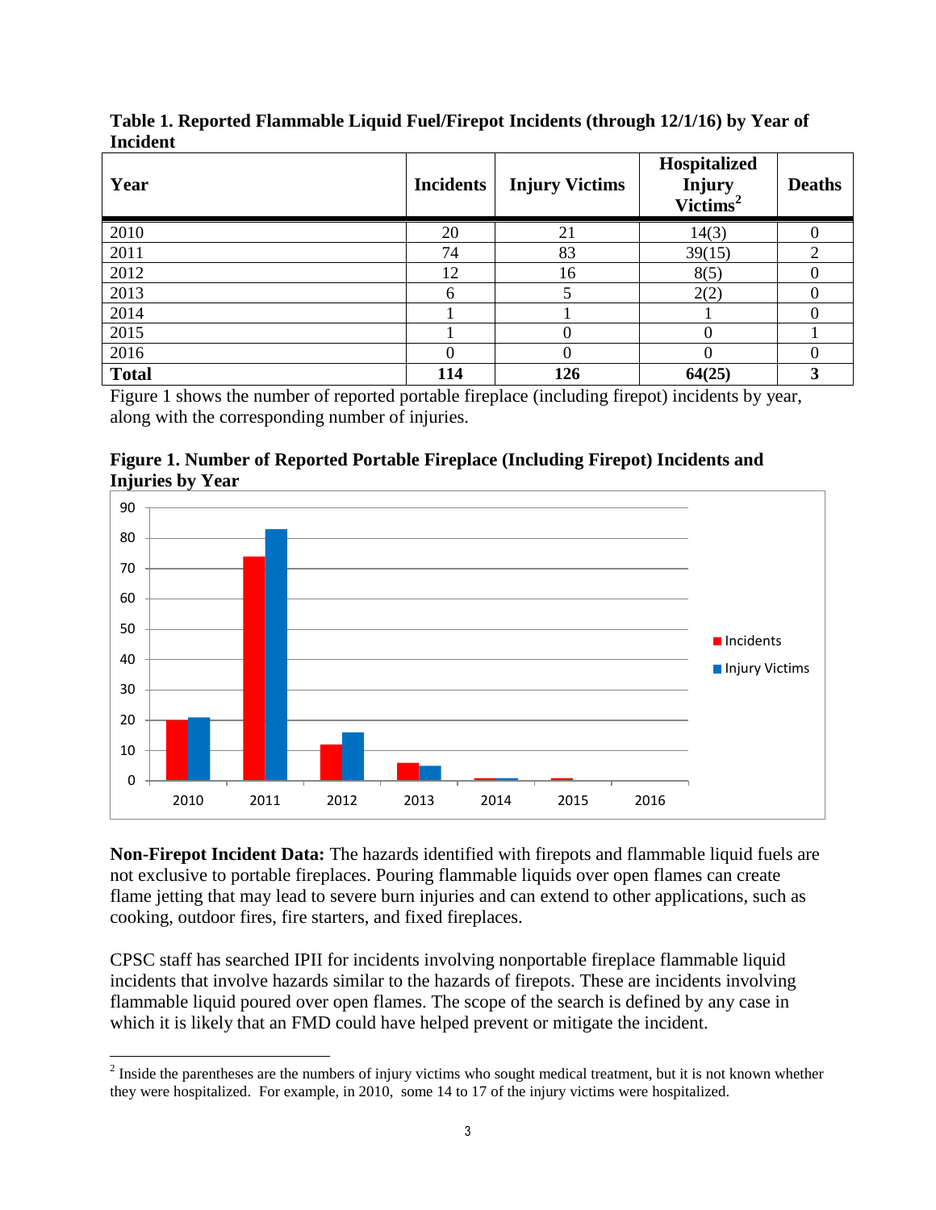**Table 1. Reported Flammable Liquid Fuel/Firepot Incidents (through 12/1/16) by Year of Incident**

| Year | Incidents | Injury Victims | Hospitalized Injury Victims[2] | Deaths |
|---|---|---|---|---|
| 2010 | 20 | 21 | 14(3) | 0 |
| 2011 | 74 | 83 | 39(15) | 2 |
| 2012 | 12 | 16 | 8(5) | 0 |
| 2013 | 6 | 5 | 2(2) | 0 |
| 2014 | 1 | 1 | 1 | 0 |
| 2015 | 1 | 0 | 0 | 1 |
| 2016 | 0 | 0 | 0 | 0 |
| **Total** | **114** | **126** | **64(25)** | **3** |

Figure 1 shows the number of reported portable fireplace (including firepot) incidents by year, along with the corresponding number of injuries.

**Figure 1. Number of Reported Portable Fireplace (Including Firepot) Incidents and Injuries by Year**

**Non-Firepot Incident Data:** The hazards identified with firepots and flammable liquid fuels are not exclusive to portable fireplaces. Pouring flammable liquids over open flames can create flame jetting that may lead to severe burn injuries and can extend to other applications, such as cooking, outdoor fires, fire starters, and fixed fireplaces.

CPSC staff has searched IPII for incidents involving nonportable fireplace flammable liquid incidents that involve hazards similar to the hazards of firepots. These are incidents involving flammable liquid poured over open flames. The scope of the search is defined by any case in which it is likely that an FMD could have helped prevent or mitigate the incident.

[2] Inside the parentheses are the numbers of injury victims who sought medical treatment, but it is not known whether they were hospitalized. For example, in 2010, some 14 to 17 of the injury victims were hospitalized.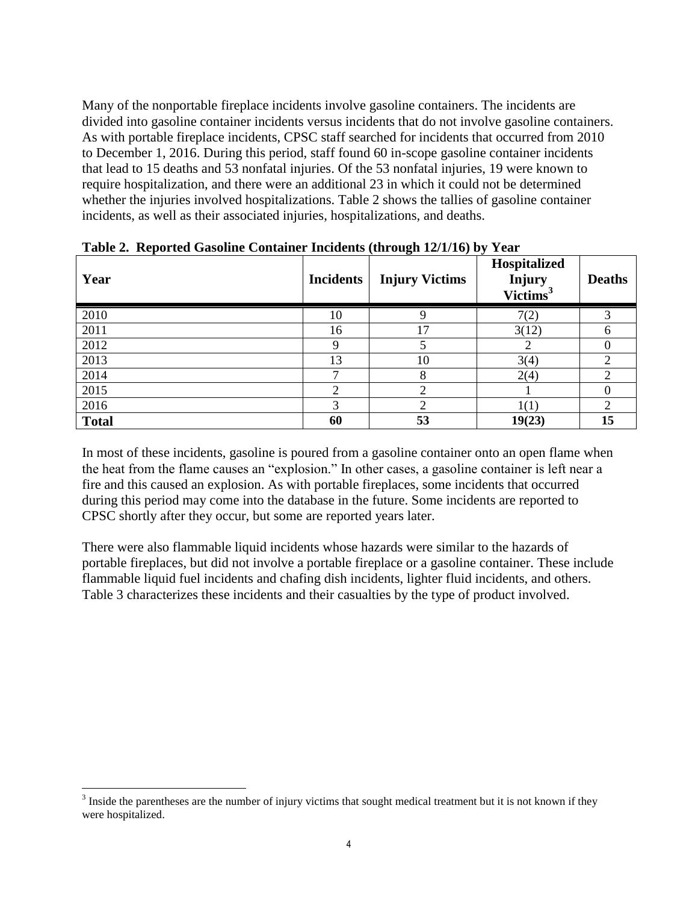Many of the nonportable fireplace incidents involve gasoline containers. The incidents are divided into gasoline container incidents versus incidents that do not involve gasoline containers. As with portable fireplace incidents, CPSC staff searched for incidents that occurred from 2010 to December 1, 2016. During this period, staff found 60 in-scope gasoline container incidents that lead to 15 deaths and 53 nonfatal injuries. Of the 53 nonfatal injuries, 19 were known to require hospitalization, and there were an additional 23 in which it could not be determined whether the injuries involved hospitalizations. Table 2 shows the tallies of gasoline container incidents, as well as their associated injuries, hospitalizations, and deaths.

**Table 2. Reported Gasoline Container Incidents (through 12/1/16) by Year**

| Year | Incidents | Injury Victims | Hospitalized Injury Victims[3] | Deaths |
|---|---|---|---|---|
| 2010 | 10 | 9 | 7(2) | 3 |
| 2011 | 16 | 17 | 3(12) | 6 |
| 2012 | 9 | 5 | 2 | 0 |
| 2013 | 13 | 10 | 3(4) | 2 |
| 2014 | 7 | 8 | 2(4) | 2 |
| 2015 | 2 | 2 | 1 | 0 |
| 2016 | 3 | 2 | 1(1) | 2 |
| **Total** | **60** | **53** | **19(23)** | **15** |

In most of these incidents, gasoline is poured from a gasoline container onto an open flame when the heat from the flame causes an "explosion." In other cases, a gasoline container is left near a fire and this caused an explosion. As with portable fireplaces, some incidents that occurred during this period may come into the database in the future. Some incidents are reported to CPSC shortly after they occur, but some are reported years later.

There were also flammable liquid incidents whose hazards were similar to the hazards of portable fireplaces, but did not involve a portable fireplace or a gasoline container. These include flammable liquid fuel incidents and chafing dish incidents, lighter fluid incidents, and others. Table 3 characterizes these incidents and their casualties by the type of product involved.

[3] Inside the parentheses are the number of injury victims that sought medical treatment but it is not known if they were hospitalized.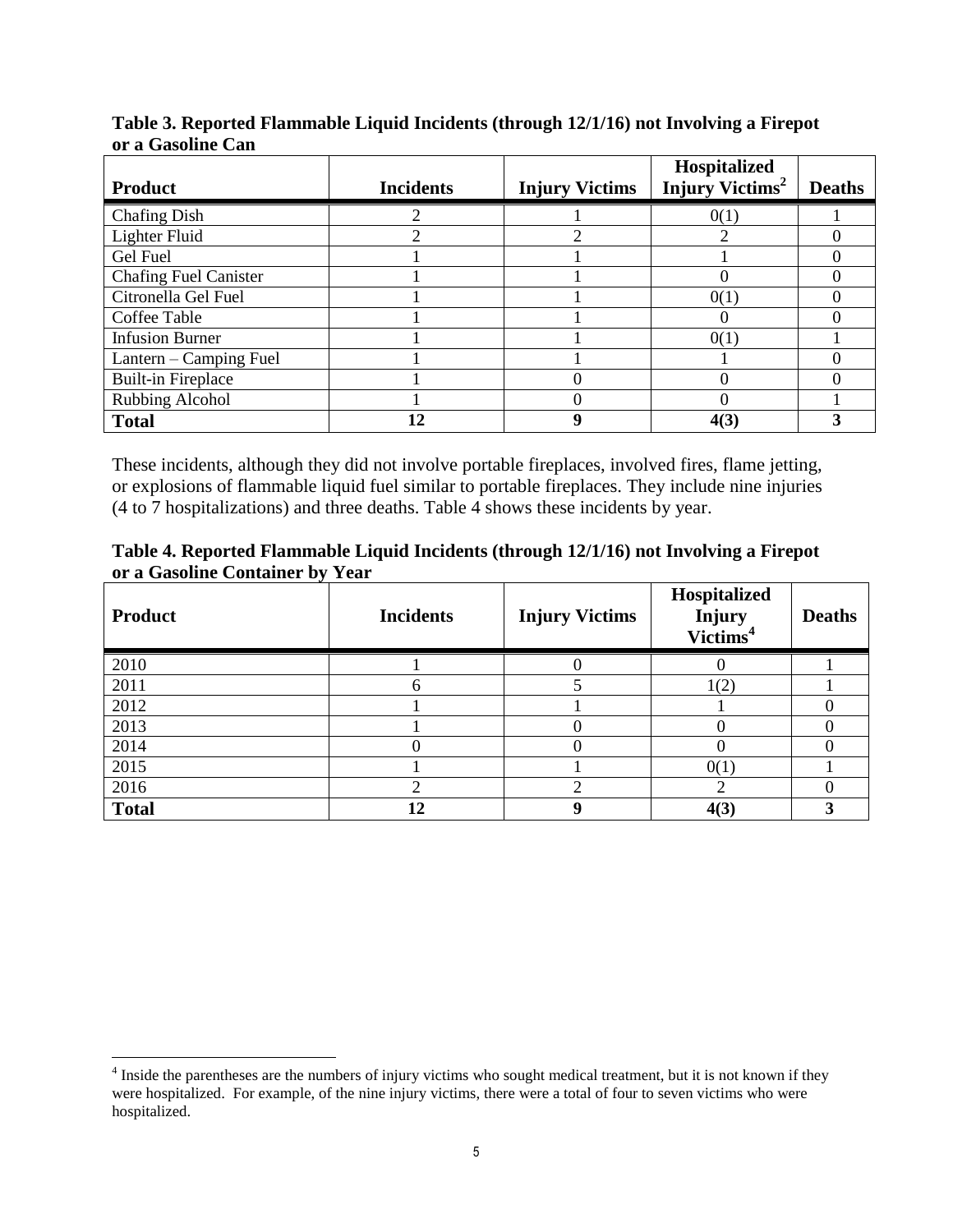**Table 3. Reported Flammable Liquid Incidents (through 12/1/16) not Involving a Firepot or a Gasoline Can**

| Product | Incidents | Injury Victims | Hospitalized Injury Victims[2] | Deaths |
|---|---|---|---|---|
| Chafing Dish | 2 | 1 | 0(1) | 1 |
| Lighter Fluid | 2 | 2 | 2 | 0 |
| Gel Fuel | 1 | 1 | 1 | 0 |
| Chafing Fuel Canister | 1 | 1 | 0 | 0 |
| Citronella Gel Fuel | 1 | 1 | 0(1) | 0 |
| Coffee Table | 1 | 1 | 0 | 0 |
| Infusion Burner | 1 | 1 | 0(1) | 1 |
| Lantern – Camping Fuel | 1 | 1 | 1 | 0 |
| Built-in Fireplace | 1 | 0 | 0 | 0 |
| Rubbing Alcohol | 1 | 0 | 0 | 1 |
| **Total** | **12** | **9** | **4(3)** | **3** |

These incidents, although they did not involve portable fireplaces, involved fires, flame jetting, or explosions of flammable liquid fuel similar to portable fireplaces. They include nine injuries (4 to 7 hospitalizations) and three deaths. Table 4 shows these incidents by year.

**Table 4. Reported Flammable Liquid Incidents (through 12/1/16) not Involving a Firepot or a Gasoline Container by Year**

| Product | Incidents | Injury Victims | Hospitalized Injury Victims[4] | Deaths |
|---|---|---|---|---|
| 2010 | 1 | 0 | 0 | 1 |
| 2011 | 6 | 5 | 1(2) | 1 |
| 2012 | 1 | 1 | 1 | 0 |
| 2013 | 1 | 0 | 0 | 0 |
| 2014 | 0 | 0 | 0 | 0 |
| 2015 | 1 | 1 | 0(1) | 1 |
| 2016 | 2 | 2 | 2 | 0 |
| **Total** | **12** | **9** | **4(3)** | **3** |

[4] Inside the parentheses are the numbers of injury victims who sought medical treatment, but it is not known if they were hospitalized. For example, of the nine injury victims, there were a total of four to seven victims who were hospitalized.